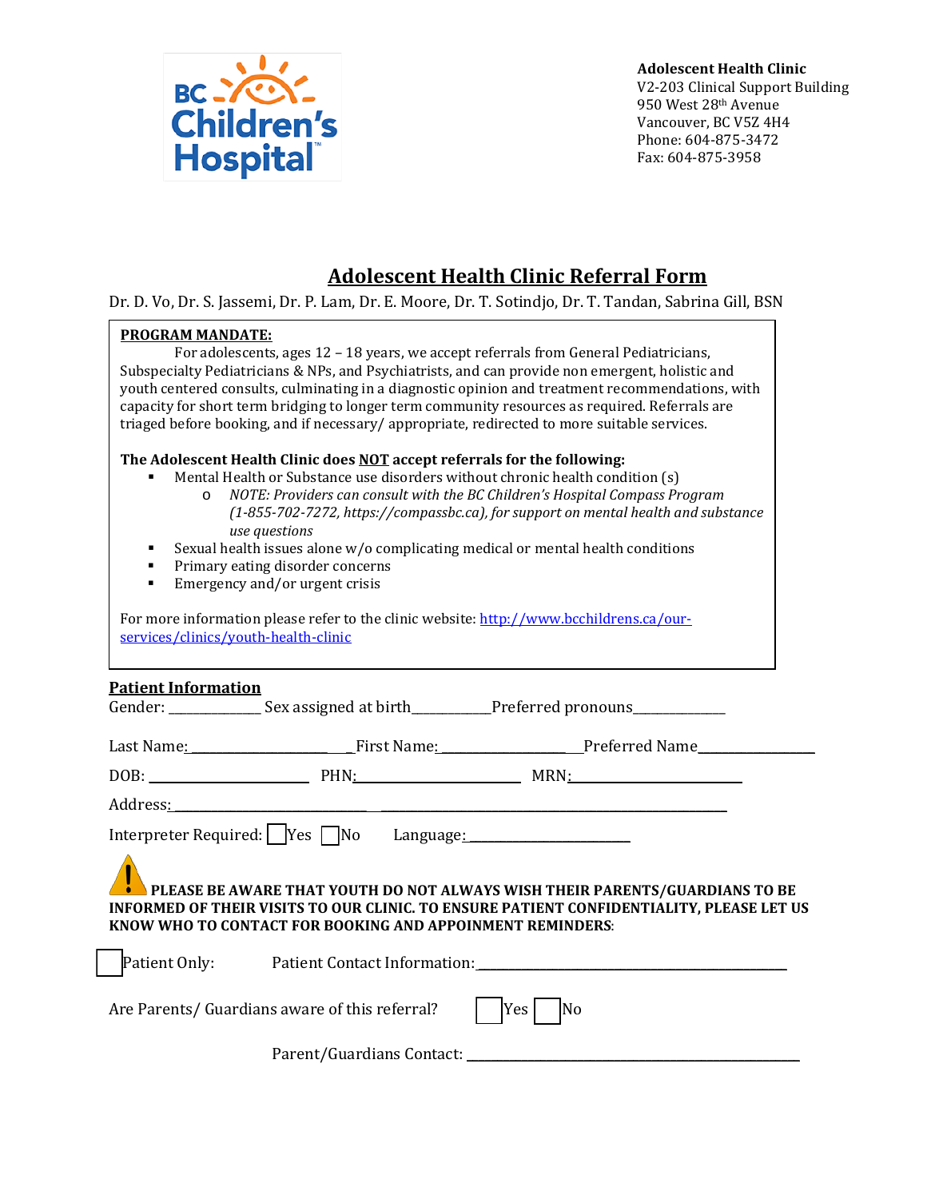**Adolescent Health Clinic**
V2-203 Clinical Support Building
950 West 28th Avenue
Vancouver, BC V5Z 4H4
Phone: 604-875-3472
Fax: 604-875-3958

# Adolescent Health Clinic Referral Form

Dr. D. Vo, Dr. S. Jassemi, Dr. P. Lam, Dr. E. Moore, Dr. T. Sotindjo, Dr. T. Tandan, Sabrina Gill, BSN

**PROGRAM MANDATE:**

For adolescents, ages 12 – 18 years, we accept referrals from General Pediatricians, Subspecialty Pediatricians & NPs, and Psychiatrists, and can provide non emergent, holistic and youth centered consults, culminating in a diagnostic opinion and treatment recommendations, with capacity for short term bridging to longer term community resources as required. Referrals are triaged before booking, and if necessary/ appropriate, redirected to more suitable services.

**The Adolescent Health Clinic does NOT accept referrals for the following:**

- Mental Health or Substance use disorders without chronic health condition (s)
  - *NOTE: Providers can consult with the BC Children's Hospital Compass Program (1-855-702-7272, https://compassbc.ca), for support on mental health and substance use questions*
- Sexual health issues alone w/o complicating medical or mental health conditions
- Primary eating disorder concerns
- Emergency and/or urgent crisis

For more information please refer to the clinic website: http://www.bcchildrens.ca/our-services/clinics/youth-health-clinic

## Patient Information

Gender: ____________ Sex assigned at birth__________ Preferred pronouns____________

Last Name: ____________________ First Name: __________________ Preferred Name________________

DOB: ____________________ PHN: ____________________ MRN: ____________________

Address: ________________________________________________________________

Interpreter Required: ☐ Yes ☐ No    Language: ______________________

**PLEASE BE AWARE THAT YOUTH DO NOT ALWAYS WISH THEIR PARENTS/GUARDIANS TO BE INFORMED OF THEIR VISITS TO OUR CLINIC. TO ENSURE PATIENT CONFIDENTIALITY, PLEASE LET US KNOW WHO TO CONTACT FOR BOOKING AND APPOINMENT REMINDERS**:

☐ Patient Only:    Patient Contact Information: ________________________________________

Are Parents/ Guardians aware of this referral? ☐ Yes ☐ No

Parent/Guardians Contact: ________________________________________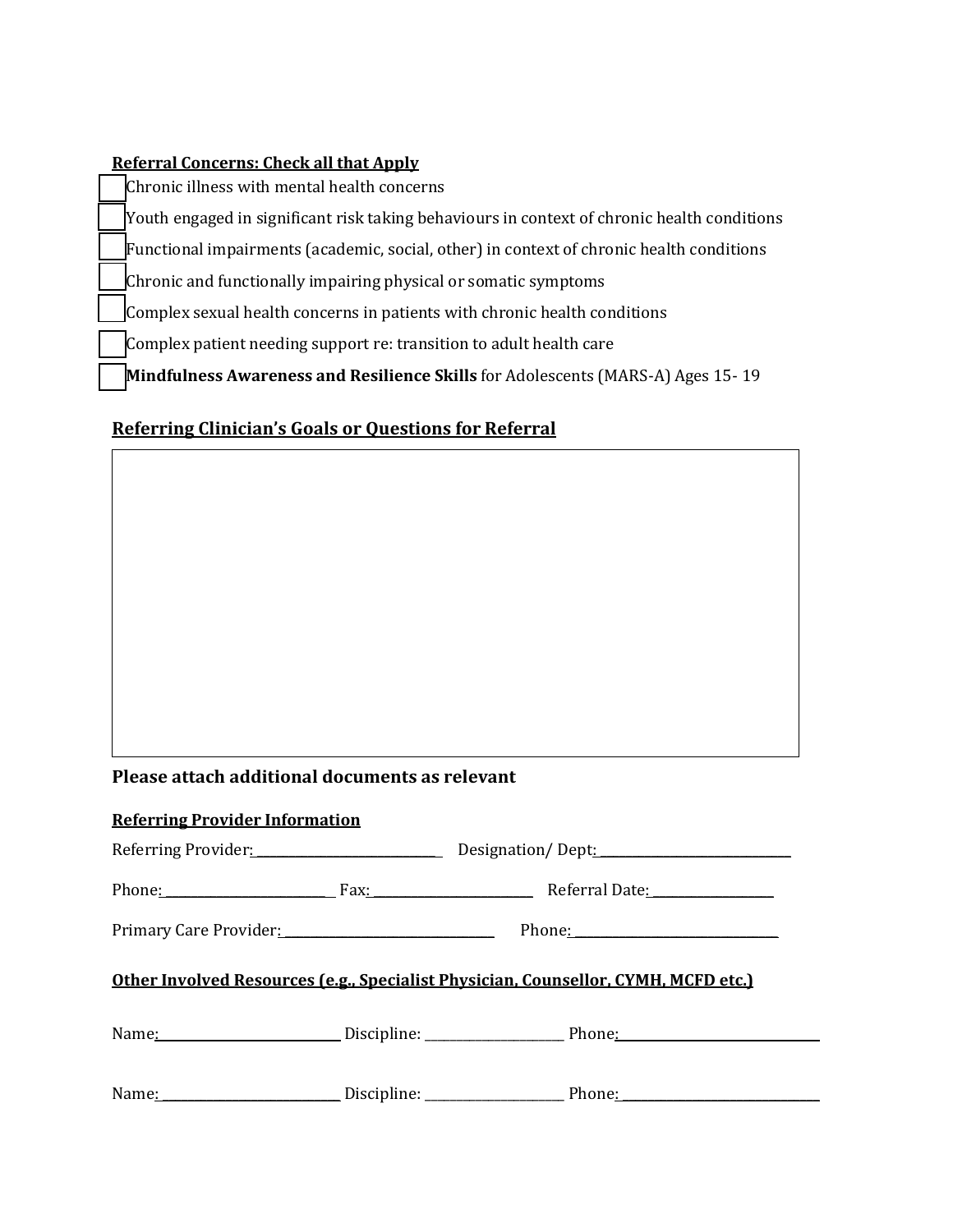**Referral Concerns: Check all that Apply**

- [ ] Chronic illness with mental health concerns
- [ ] Youth engaged in significant risk taking behaviours in context of chronic health conditions
- [ ] Functional impairments (academic, social, other) in context of chronic health conditions
- [ ] Chronic and functionally impairing physical or somatic symptoms
- [ ] Complex sexual health concerns in patients with chronic health conditions
- [ ] Complex patient needing support re: transition to adult health care
- [ ] **Mindfulness Awareness and Resilience Skills** for Adolescents (MARS-A) Ages 15- 19

## Referring Clinician's Goals or Questions for Referral

| |
|---|
| |

**Please attach additional documents as relevant**

**Referring Provider Information**

Referring Provider: ____________________ Designation/ Dept: ____________________

Phone: ____________________ Fax: ____________________ Referral Date: ______________

Primary Care Provider: ______________________ Phone: ______________________

**Other Involved Resources (e.g., Specialist Physician, Counsellor, CYMH, MCFD etc.)**

Name: ____________________ Discipline: ______________ Phone: ____________________

Name: ____________________ Discipline: ______________ Phone: ____________________